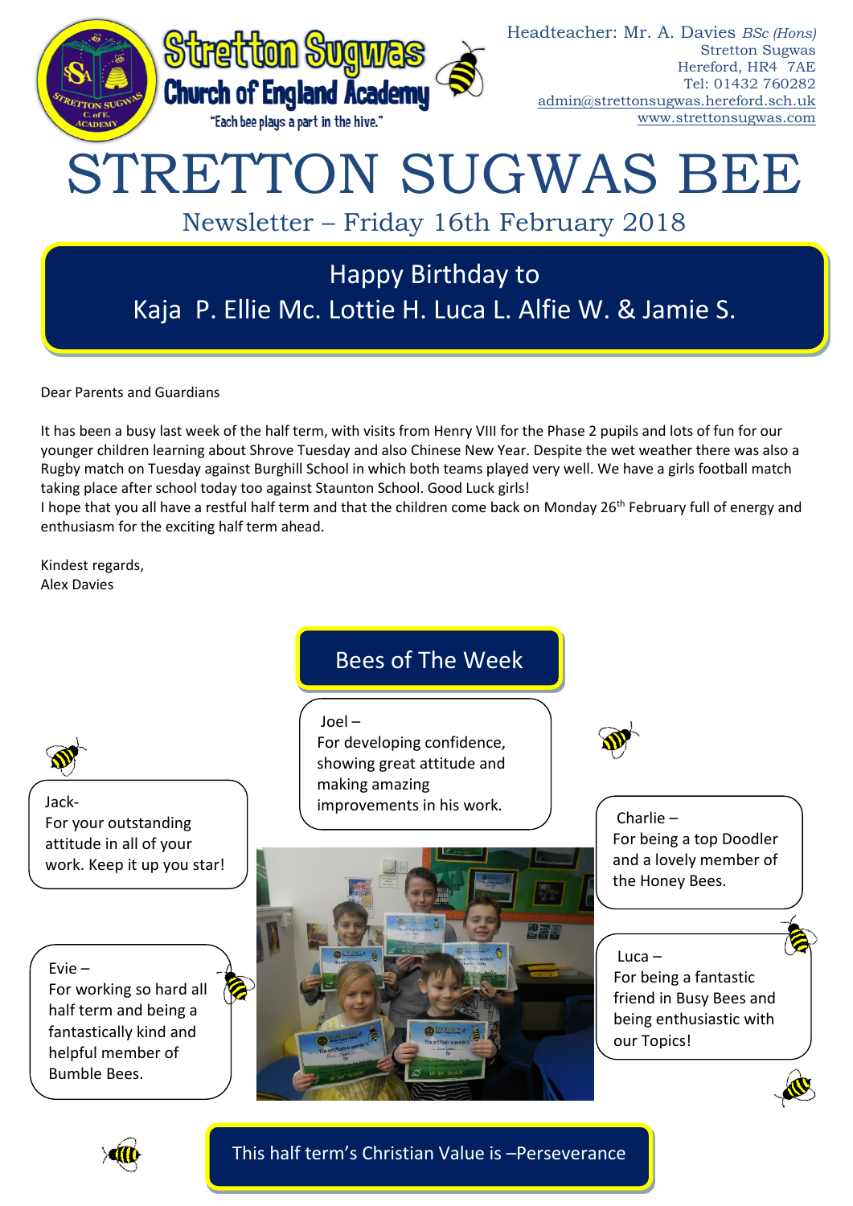Stretton Sugwas Church of England Academy

"Each bee plays a part in the hive."

Headteacher: Mr. A. Davies *BSc (Hons)*
Stretton Sugwas
Hereford, HR4 7AE
Tel: 01432 760282
admin@strettonsugwas.hereford.sch.uk
www.strettonsugwas.com

# STRETTON SUGWAS BEE

## Newsletter – Friday 16th February 2018

### Happy Birthday to
### Kaja P. Ellie Mc. Lottie H. Luca L. Alfie W. & Jamie S.

Dear Parents and Guardians

It has been a busy last week of the half term, with visits from Henry VIII for the Phase 2 pupils and lots of fun for our younger children learning about Shrove Tuesday and also Chinese New Year. Despite the wet weather there was also a Rugby match on Tuesday against Burghill School in which both teams played very well. We have a girls football match taking place after school today too against Staunton School. Good Luck girls!
I hope that you all have a restful half term and that the children come back on Monday 26th February full of energy and enthusiasm for the exciting half term ahead.

Kindest regards,
Alex Davies

## Bees of The Week

**Jack-**
For your outstanding attitude in all of your work. Keep it up you star!

**Joel –**
For developing confidence, showing great attitude and making amazing improvements in his work.

**Charlie –**
For being a top Doodler and a lovely member of the Honey Bees.

**Evie –**
For working so hard all half term and being a fantastically kind and helpful member of Bumble Bees.

**Luca –**
For being a fantastic friend in Busy Bees and being enthusiastic with our Topics!

### This half term's Christian Value is –Perseverance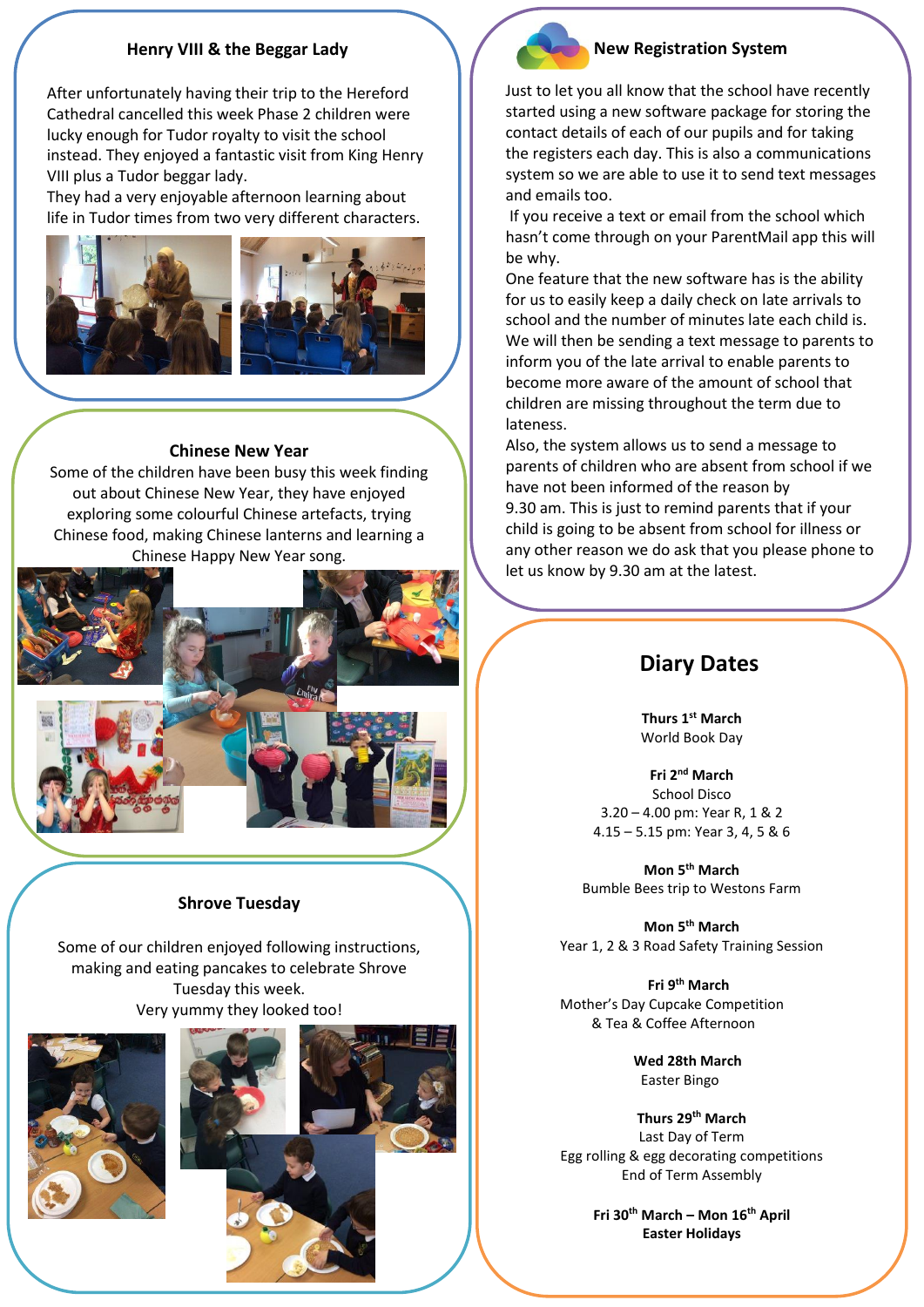## Henry VIII & the Beggar Lady

After unfortunately having their trip to the Hereford Cathedral cancelled this week Phase 2 children were lucky enough for Tudor royalty to visit the school instead. They enjoyed a fantastic visit from King Henry VIII plus a Tudor beggar lady.

They had a very enjoyable afternoon learning about life in Tudor times from two very different characters.

## Chinese New Year

Some of the children have been busy this week finding out about Chinese New Year, they have enjoyed exploring some colourful Chinese artefacts, trying Chinese food, making Chinese lanterns and learning a Chinese Happy New Year song.

## Shrove Tuesday

Some of our children enjoyed following instructions, making and eating pancakes to celebrate Shrove Tuesday this week.

Very yummy they looked too!

## New Registration System

Just to let you all know that the school have recently started using a new software package for storing the contact details of each of our pupils and for taking the registers each day. This is also a communications system so we are able to use it to send text messages and emails too.

If you receive a text or email from the school which hasn't come through on your ParentMail app this will be why.

One feature that the new software has is the ability for us to easily keep a daily check on late arrivals to school and the number of minutes late each child is. We will then be sending a text message to parents to inform you of the late arrival to enable parents to become more aware of the amount of school that children are missing throughout the term due to lateness.

Also, the system allows us to send a message to parents of children who are absent from school if we have not been informed of the reason by 9.30 am. This is just to remind parents that if your child is going to be absent from school for illness or any other reason we do ask that you please phone to let us know by 9.30 am at the latest.

## Diary Dates

**Thurs 1st March**
World Book Day

**Fri 2nd March**
School Disco
3.20 – 4.00 pm: Year R, 1 & 2
4.15 – 5.15 pm: Year 3, 4, 5 & 6

**Mon 5th March**
Bumble Bees trip to Westons Farm

**Mon 5th March**
Year 1, 2 & 3 Road Safety Training Session

**Fri 9th March**
Mother's Day Cupcake Competition
& Tea & Coffee Afternoon

**Wed 28th March**
Easter Bingo

**Thurs 29th March**
Last Day of Term
Egg rolling & egg decorating competitions
End of Term Assembly

**Fri 30th March – Mon 16th April**
**Easter Holidays**